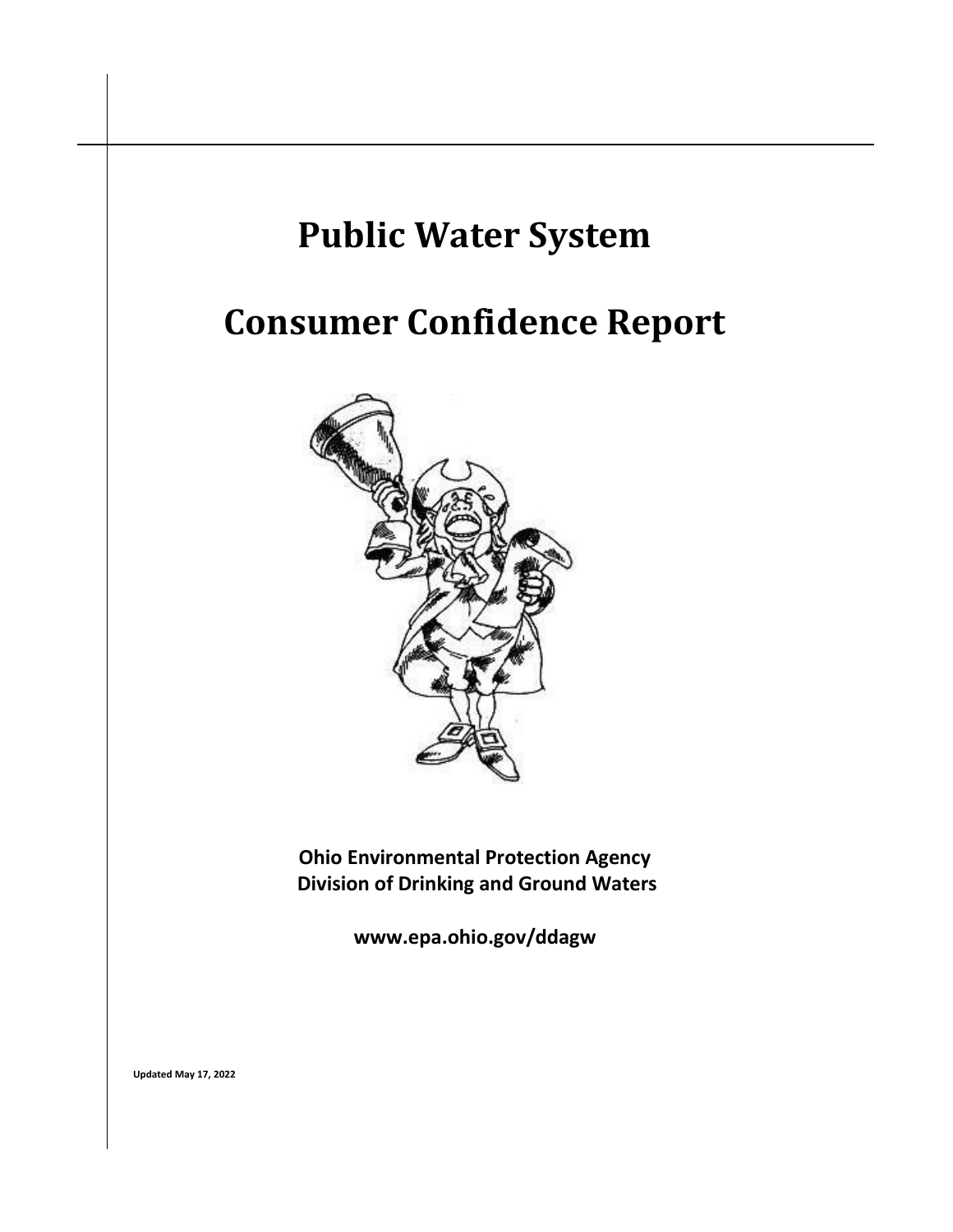# Public Water System

# Consumer Confidence Report

**Ohio Environmental Protection Agency**
**Division of Drinking and Ground Waters**

**www.epa.ohio.gov/ddagw**

**Updated May 17, 2022**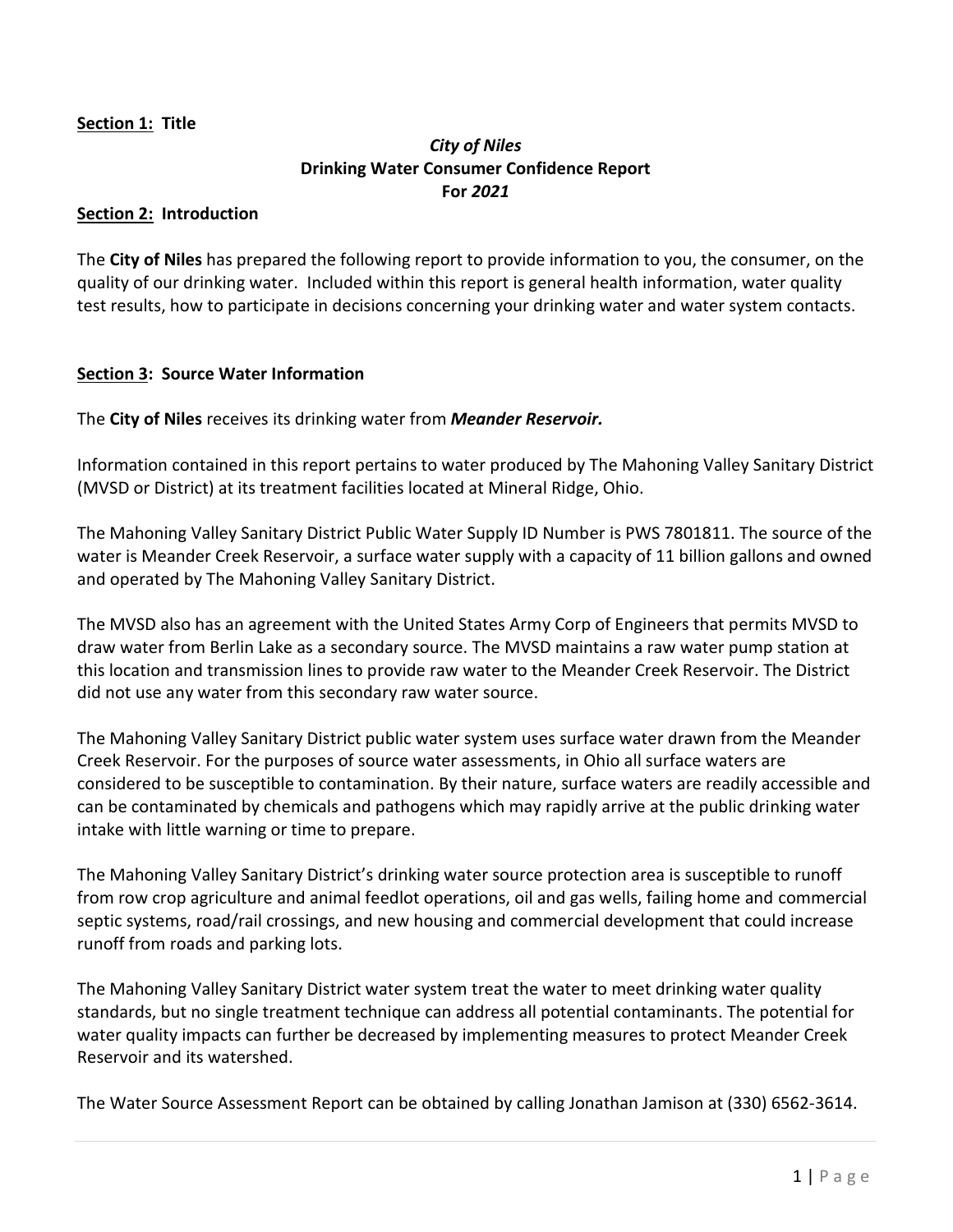**<u>Section 1:</u> Title**

***City of Niles***
**Drinking Water Consumer Confidence Report**
**For *2021***

**<u>Section 2:</u> Introduction**

The **City of Niles** has prepared the following report to provide information to you, the consumer, on the quality of our drinking water. Included within this report is general health information, water quality test results, how to participate in decisions concerning your drinking water and water system contacts.

**<u>Section 3</u>: Source Water Information**

The **City of Niles** receives its drinking water from ***Meander Reservoir.***

Information contained in this report pertains to water produced by The Mahoning Valley Sanitary District (MVSD or District) at its treatment facilities located at Mineral Ridge, Ohio.

The Mahoning Valley Sanitary District Public Water Supply ID Number is PWS 7801811. The source of the water is Meander Creek Reservoir, a surface water supply with a capacity of 11 billion gallons and owned and operated by The Mahoning Valley Sanitary District.

The MVSD also has an agreement with the United States Army Corp of Engineers that permits MVSD to draw water from Berlin Lake as a secondary source. The MVSD maintains a raw water pump station at this location and transmission lines to provide raw water to the Meander Creek Reservoir. The District did not use any water from this secondary raw water source.

The Mahoning Valley Sanitary District public water system uses surface water drawn from the Meander Creek Reservoir. For the purposes of source water assessments, in Ohio all surface waters are considered to be susceptible to contamination. By their nature, surface waters are readily accessible and can be contaminated by chemicals and pathogens which may rapidly arrive at the public drinking water intake with little warning or time to prepare.

The Mahoning Valley Sanitary District's drinking water source protection area is susceptible to runoff from row crop agriculture and animal feedlot operations, oil and gas wells, failing home and commercial septic systems, road/rail crossings, and new housing and commercial development that could increase runoff from roads and parking lots.

The Mahoning Valley Sanitary District water system treat the water to meet drinking water quality standards, but no single treatment technique can address all potential contaminants. The potential for water quality impacts can further be decreased by implementing measures to protect Meander Creek Reservoir and its watershed.

The Water Source Assessment Report can be obtained by calling Jonathan Jamison at (330) 6562-3614.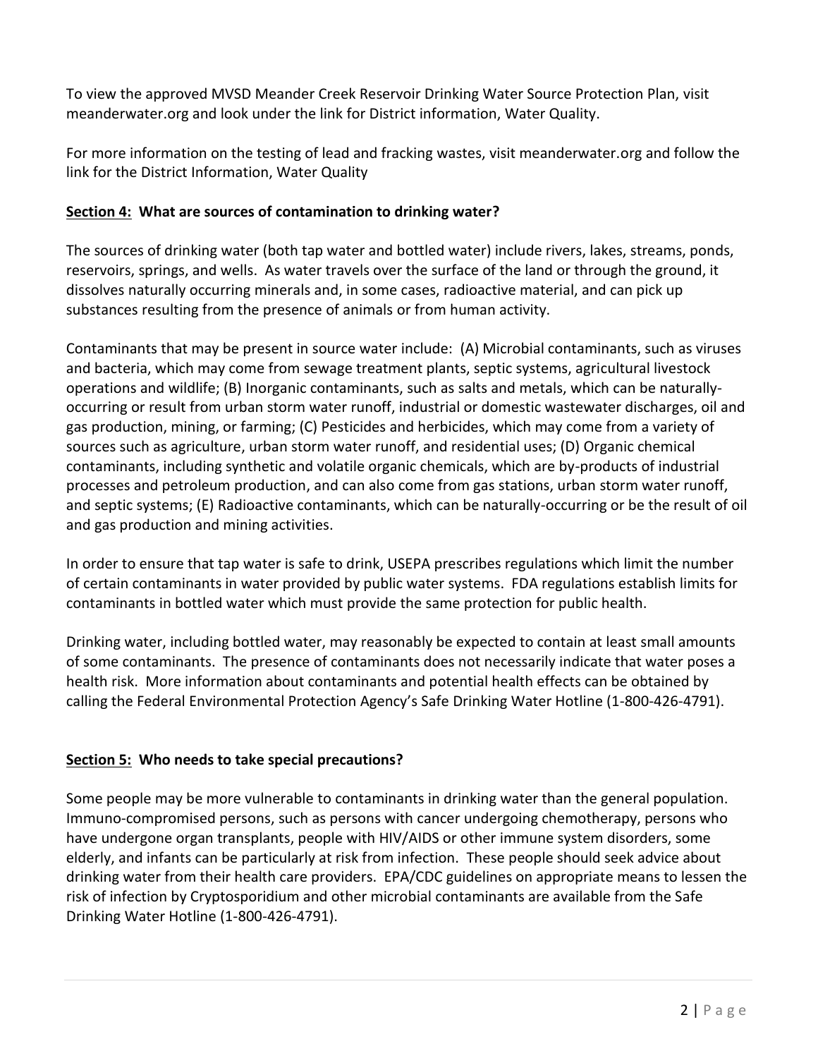To view the approved MVSD Meander Creek Reservoir Drinking Water Source Protection Plan, visit meanderwater.org and look under the link for District information, Water Quality.

For more information on the testing of lead and fracking wastes, visit meanderwater.org and follow the link for the District Information, Water Quality

## <u>Section 4:</u> What are sources of contamination to drinking water?

The sources of drinking water (both tap water and bottled water) include rivers, lakes, streams, ponds, reservoirs, springs, and wells. As water travels over the surface of the land or through the ground, it dissolves naturally occurring minerals and, in some cases, radioactive material, and can pick up substances resulting from the presence of animals or from human activity.

Contaminants that may be present in source water include: (A) Microbial contaminants, such as viruses and bacteria, which may come from sewage treatment plants, septic systems, agricultural livestock operations and wildlife; (B) Inorganic contaminants, such as salts and metals, which can be naturally-occurring or result from urban storm water runoff, industrial or domestic wastewater discharges, oil and gas production, mining, or farming; (C) Pesticides and herbicides, which may come from a variety of sources such as agriculture, urban storm water runoff, and residential uses; (D) Organic chemical contaminants, including synthetic and volatile organic chemicals, which are by-products of industrial processes and petroleum production, and can also come from gas stations, urban storm water runoff, and septic systems; (E) Radioactive contaminants, which can be naturally-occurring or be the result of oil and gas production and mining activities.

In order to ensure that tap water is safe to drink, USEPA prescribes regulations which limit the number of certain contaminants in water provided by public water systems. FDA regulations establish limits for contaminants in bottled water which must provide the same protection for public health.

Drinking water, including bottled water, may reasonably be expected to contain at least small amounts of some contaminants. The presence of contaminants does not necessarily indicate that water poses a health risk. More information about contaminants and potential health effects can be obtained by calling the Federal Environmental Protection Agency's Safe Drinking Water Hotline (1-800-426-4791).

## <u>Section 5:</u> Who needs to take special precautions?

Some people may be more vulnerable to contaminants in drinking water than the general population. Immuno-compromised persons, such as persons with cancer undergoing chemotherapy, persons who have undergone organ transplants, people with HIV/AIDS or other immune system disorders, some elderly, and infants can be particularly at risk from infection. These people should seek advice about drinking water from their health care providers. EPA/CDC guidelines on appropriate means to lessen the risk of infection by Cryptosporidium and other microbial contaminants are available from the Safe Drinking Water Hotline (1-800-426-4791).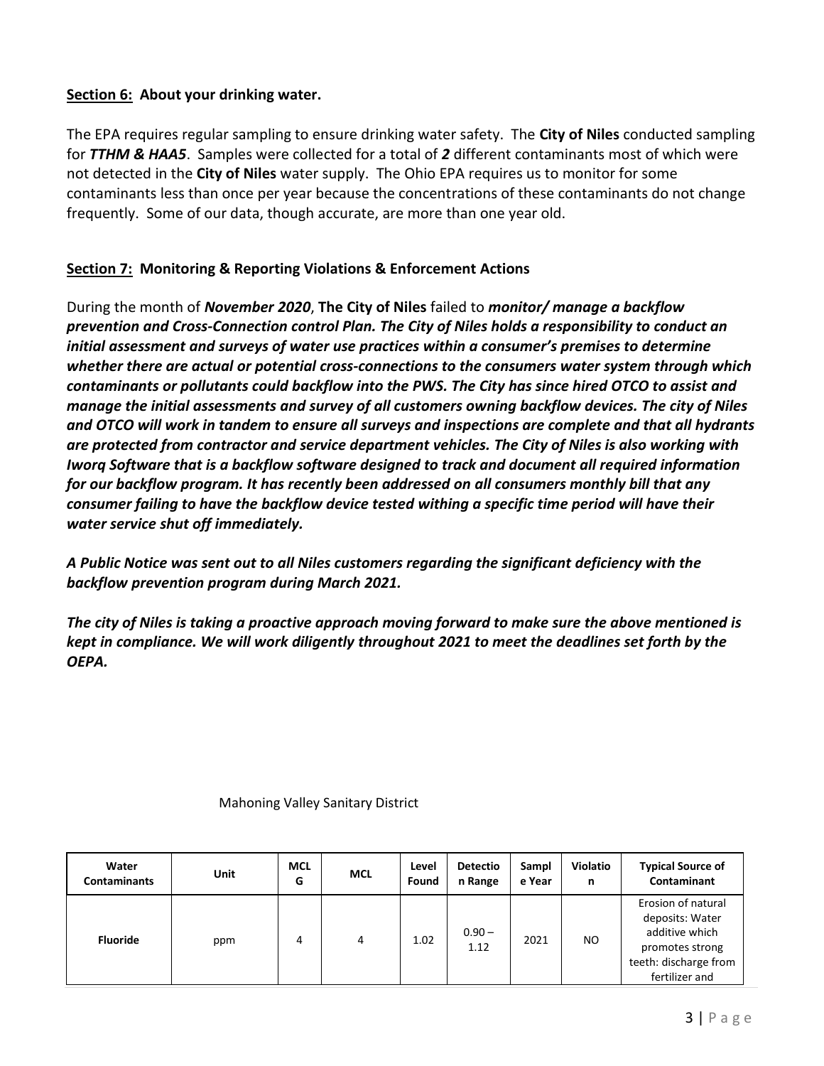**Section 6: About your drinking water.**

The EPA requires regular sampling to ensure drinking water safety. The **City of Niles** conducted sampling for ***TTHM & HAA5***. Samples were collected for a total of ***2*** different contaminants most of which were not detected in the **City of Niles** water supply. The Ohio EPA requires us to monitor for some contaminants less than once per year because the concentrations of these contaminants do not change frequently. Some of our data, though accurate, are more than one year old.

**Section 7: Monitoring & Reporting Violations & Enforcement Actions**

During the month of ***November 2020***, **The City of Niles** failed to ***monitor/ manage a backflow prevention and Cross-Connection control Plan. The City of Niles holds a responsibility to conduct an initial assessment and surveys of water use practices within a consumer's premises to determine whether there are actual or potential cross-connections to the consumers water system through which contaminants or pollutants could backflow into the PWS. The City has since hired OTCO to assist and manage the initial assessments and survey of all customers owning backflow devices. The city of Niles and OTCO will work in tandem to ensure all surveys and inspections are complete and that all hydrants are protected from contractor and service department vehicles. The City of Niles is also working with Iworq Software that is a backflow software designed to track and document all required information for our backflow program. It has recently been addressed on all consumers monthly bill that any consumer failing to have the backflow device tested withing a specific time period will have their water service shut off immediately.***

***A Public Notice was sent out to all Niles customers regarding the significant deficiency with the backflow prevention program during March 2021.***

***The city of Niles is taking a proactive approach moving forward to make sure the above mentioned is kept in compliance. We will work diligently throughout 2021 to meet the deadlines set forth by the OEPA.***

Mahoning Valley Sanitary District

| Water Contaminants | Unit | MCLG | MCL | Level Found | Detection Range | Sample Year | Violation | Typical Source of Contaminant |
|---|---|---|---|---|---|---|---|---|
| **Fluoride** | ppm | 4 | 4 | 1.02 | 0.90 – 1.12 | 2021 | NO | Erosion of natural deposits: Water additive which promotes strong teeth: discharge from fertilizer and |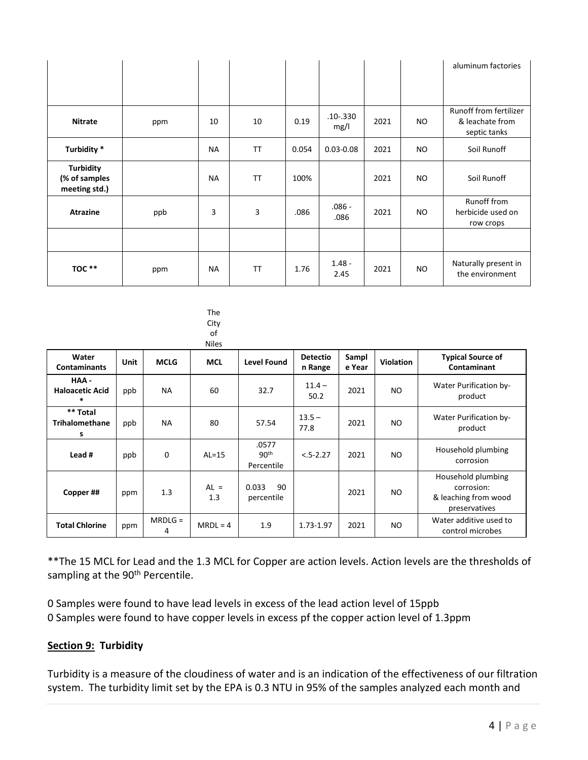| | | | | | | | | |
|---|---|---|---|---|---|---|---|---|
| | | | | | | | | aluminum factories |
| **Nitrate** | ppm | 10 | 10 | 0.19 | .10-.330 mg/l | 2021 | NO | Runoff from fertilizer & leachate from septic tanks |
| **Turbidity *** | | NA | TT | 0.054 | 0.03-0.08 | 2021 | NO | Soil Runoff |
| **Turbidity (% of samples meeting std.)** | | NA | TT | 100% | | 2021 | NO | Soil Runoff |
| **Atrazine** | ppb | 3 | 3 | .086 | .086 - .086 | 2021 | NO | Runoff from herbicide used on row crops |
| | | | | | | | | |
| **TOC **** | ppm | NA | TT | 1.76 | 1.48 - 2.45 | 2021 | NO | Naturally present in the environment |

The City of Niles

| Water Contaminants | Unit | MCLG | MCL | Level Found | Detection Range | Sample Year | Violation | Typical Source of Contaminant |
|---|---|---|---|---|---|---|---|---|
| **HAA - Haloacetic Acid *** | ppb | NA | 60 | 32.7 | 11.4 – 50.2 | 2021 | NO | Water Purification by-product |
| **** Total Trihalomethanes** | ppb | NA | 80 | 57.54 | 13.5 – 77.8 | 2021 | NO | Water Purification by-product |
| **Lead #** | ppb | 0 | AL=15 | .0577 90th Percentile | <.5-2.27 | 2021 | NO | Household plumbing corrosion |
| **Copper ##** | ppm | 1.3 | AL = 1.3 | 0.033 90 percentile | | 2021 | NO | Household plumbing corrosion: & leaching from wood preservatives |
| **Total Chlorine** | ppm | MRDLG = 4 | MRDL = 4 | 1.9 | 1.73-1.97 | 2021 | NO | Water additive used to control microbes |

**The 15 MCL for Lead and the 1.3 MCL for Copper are action levels. Action levels are the thresholds of sampling at the 90th Percentile.

0 Samples were found to have lead levels in excess of the lead action level of 15ppb
0 Samples were found to have copper levels in excess pf the copper action level of 1.3ppm

## **Section 9: Turbidity**

Turbidity is a measure of the cloudiness of water and is an indication of the effectiveness of our filtration system. The turbidity limit set by the EPA is 0.3 NTU in 95% of the samples analyzed each month and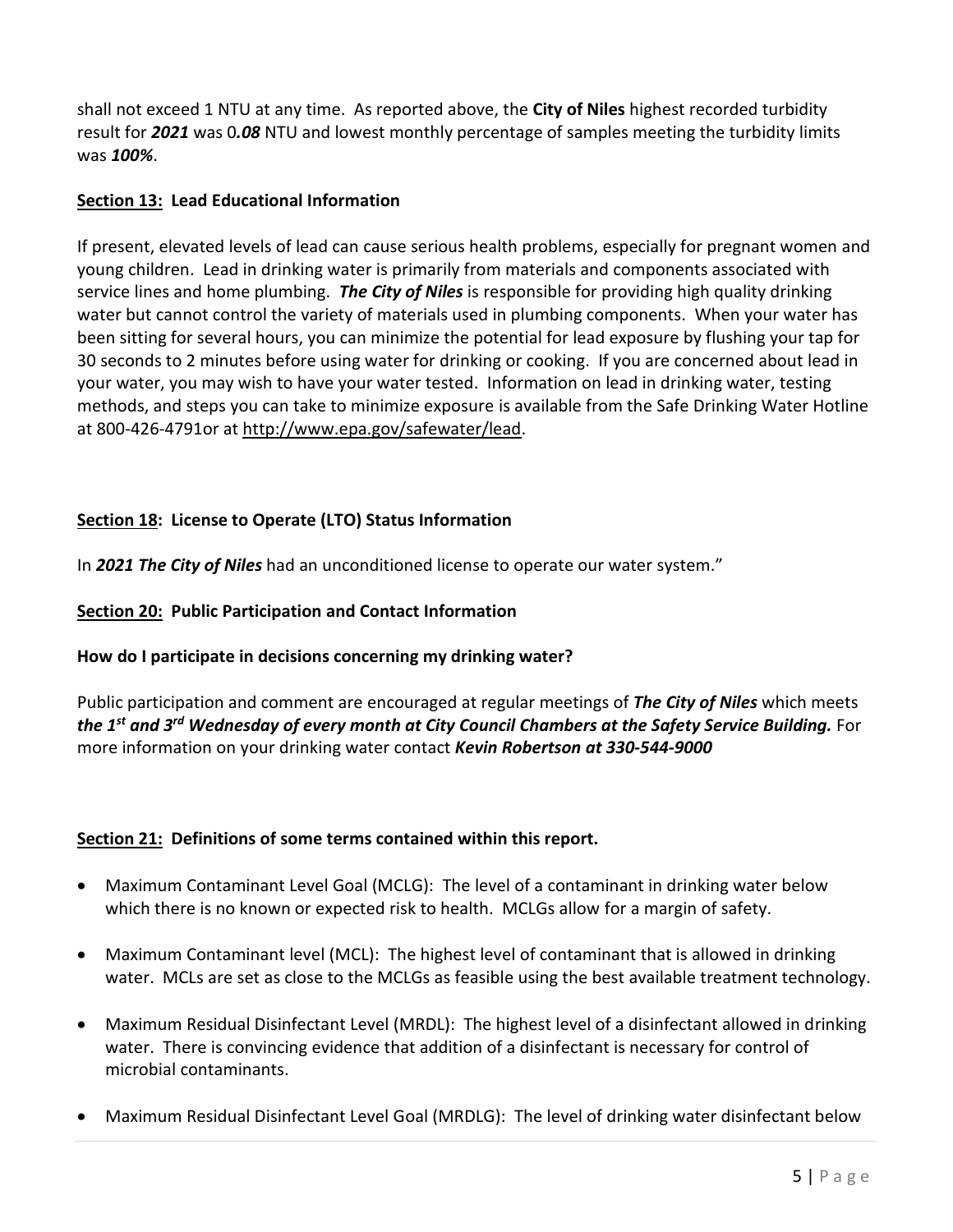shall not exceed 1 NTU at any time. As reported above, the **City of Niles** highest recorded turbidity result for ***2021*** was 0***.08*** NTU and lowest monthly percentage of samples meeting the turbidity limits was ***100%***.

## Section 13: Lead Educational Information

If present, elevated levels of lead can cause serious health problems, especially for pregnant women and young children. Lead in drinking water is primarily from materials and components associated with service lines and home plumbing. ***The City of Niles*** is responsible for providing high quality drinking water but cannot control the variety of materials used in plumbing components. When your water has been sitting for several hours, you can minimize the potential for lead exposure by flushing your tap for 30 seconds to 2 minutes before using water for drinking or cooking. If you are concerned about lead in your water, you may wish to have your water tested. Information on lead in drinking water, testing methods, and steps you can take to minimize exposure is available from the Safe Drinking Water Hotline at 800-426-4791or at http://www.epa.gov/safewater/lead.

## Section 18: License to Operate (LTO) Status Information

In ***2021 The City of Niles*** had an unconditioned license to operate our water system."

## Section 20: Public Participation and Contact Information

**How do I participate in decisions concerning my drinking water?**

Public participation and comment are encouraged at regular meetings of ***The City of Niles*** which meets ***the 1st and 3rd Wednesday of every month at City Council Chambers at the Safety Service Building.*** For more information on your drinking water contact ***Kevin Robertson at 330-544-9000***

## Section 21: Definitions of some terms contained within this report.

- Maximum Contaminant Level Goal (MCLG): The level of a contaminant in drinking water below which there is no known or expected risk to health. MCLGs allow for a margin of safety.
- Maximum Contaminant level (MCL): The highest level of contaminant that is allowed in drinking water. MCLs are set as close to the MCLGs as feasible using the best available treatment technology.
- Maximum Residual Disinfectant Level (MRDL): The highest level of a disinfectant allowed in drinking water. There is convincing evidence that addition of a disinfectant is necessary for control of microbial contaminants.
- Maximum Residual Disinfectant Level Goal (MRDLG): The level of drinking water disinfectant below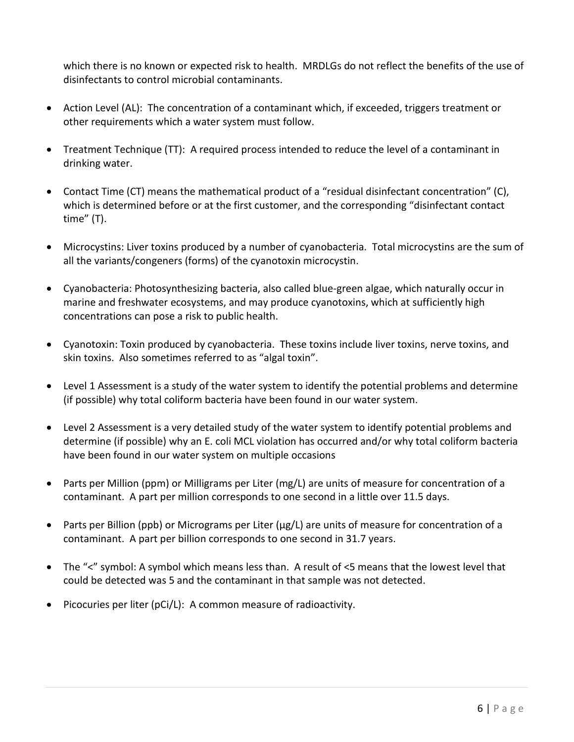which there is no known or expected risk to health. MRDLGs do not reflect the benefits of the use of disinfectants to control microbial contaminants.

- Action Level (AL): The concentration of a contaminant which, if exceeded, triggers treatment or other requirements which a water system must follow.
- Treatment Technique (TT): A required process intended to reduce the level of a contaminant in drinking water.
- Contact Time (CT) means the mathematical product of a "residual disinfectant concentration" (C), which is determined before or at the first customer, and the corresponding "disinfectant contact time" (T).
- Microcystins: Liver toxins produced by a number of cyanobacteria. Total microcystins are the sum of all the variants/congeners (forms) of the cyanotoxin microcystin.
- Cyanobacteria: Photosynthesizing bacteria, also called blue-green algae, which naturally occur in marine and freshwater ecosystems, and may produce cyanotoxins, which at sufficiently high concentrations can pose a risk to public health.
- Cyanotoxin: Toxin produced by cyanobacteria. These toxins include liver toxins, nerve toxins, and skin toxins. Also sometimes referred to as "algal toxin".
- Level 1 Assessment is a study of the water system to identify the potential problems and determine (if possible) why total coliform bacteria have been found in our water system.
- Level 2 Assessment is a very detailed study of the water system to identify potential problems and determine (if possible) why an E. coli MCL violation has occurred and/or why total coliform bacteria have been found in our water system on multiple occasions
- Parts per Million (ppm) or Milligrams per Liter (mg/L) are units of measure for concentration of a contaminant. A part per million corresponds to one second in a little over 11.5 days.
- Parts per Billion (ppb) or Micrograms per Liter (µg/L) are units of measure for concentration of a contaminant. A part per billion corresponds to one second in 31.7 years.
- The "<" symbol: A symbol which means less than. A result of <5 means that the lowest level that could be detected was 5 and the contaminant in that sample was not detected.
- Picocuries per liter (pCi/L): A common measure of radioactivity.